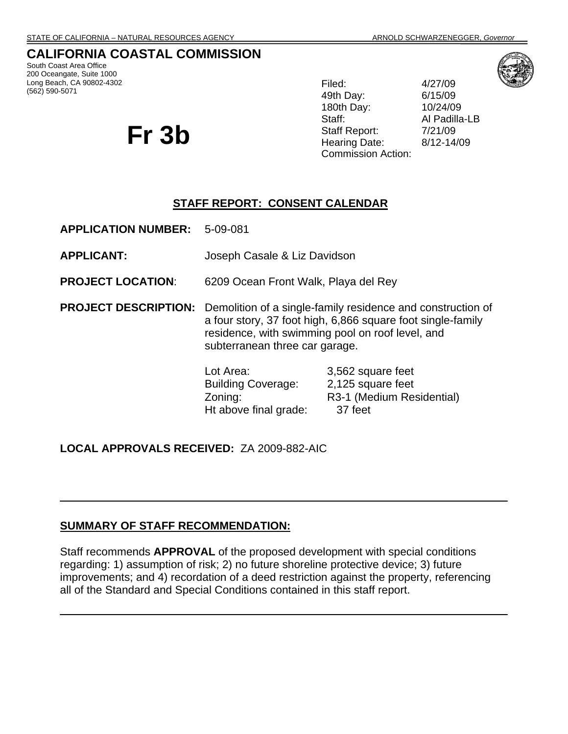STATE OF CALIFORNIA – NATURAL RESOURCES AGENCY ARNOLD SCHWARZENEGGER, *Governor*

# CALIFORNIA COASTAL COMMISSION

South Coast Area Office
200 Oceangate, Suite 1000
Long Beach, CA 90802-4302
(562) 590-5071

# Fr 3b

Filed: 4/27/09
49th Day: 6/15/09
180th Day: 10/24/09
Staff: Al Padilla-LB
Staff Report: 7/21/09
Hearing Date: 8/12-14/09
Commission Action:

## STAFF REPORT: CONSENT CALENDAR

**APPLICATION NUMBER:** 5-09-081

**APPLICANT:** Joseph Casale & Liz Davidson

**PROJECT LOCATION**: 6209 Ocean Front Walk, Playa del Rey

**PROJECT DESCRIPTION:** Demolition of a single-family residence and construction of a four story, 37 foot high, 6,866 square foot single-family residence, with swimming pool on roof level, and subterranean three car garage.

| | |
|---|---|
| Lot Area: | 3,562 square feet |
| Building Coverage: | 2,125 square feet |
| Zoning: | R3-1 (Medium Residential) |
| Ht above final grade: | 37 feet |

**LOCAL APPROVALS RECEIVED:** ZA 2009-882-AIC

---

**SUMMARY OF STAFF RECOMMENDATION:**

Staff recommends **APPROVAL** of the proposed development with special conditions regarding: 1) assumption of risk; 2) no future shoreline protective device; 3) future improvements; and 4) recordation of a deed restriction against the property, referencing all of the Standard and Special Conditions contained in this staff report.

---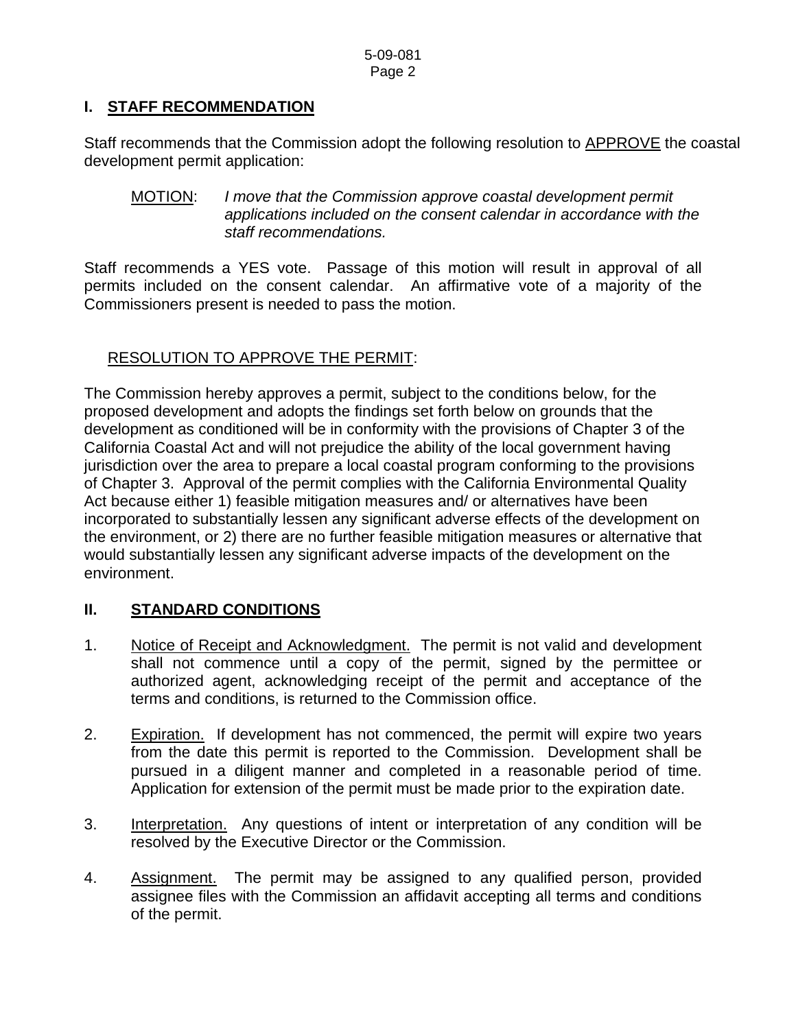## I. STAFF RECOMMENDATION

Staff recommends that the Commission adopt the following resolution to APPROVE the coastal development permit application:

MOTION: *I move that the Commission approve coastal development permit applications included on the consent calendar in accordance with the staff recommendations.*

Staff recommends a YES vote. Passage of this motion will result in approval of all permits included on the consent calendar. An affirmative vote of a majority of the Commissioners present is needed to pass the motion.

RESOLUTION TO APPROVE THE PERMIT:

The Commission hereby approves a permit, subject to the conditions below, for the proposed development and adopts the findings set forth below on grounds that the development as conditioned will be in conformity with the provisions of Chapter 3 of the California Coastal Act and will not prejudice the ability of the local government having jurisdiction over the area to prepare a local coastal program conforming to the provisions of Chapter 3. Approval of the permit complies with the California Environmental Quality Act because either 1) feasible mitigation measures and/ or alternatives have been incorporated to substantially lessen any significant adverse effects of the development on the environment, or 2) there are no further feasible mitigation measures or alternative that would substantially lessen any significant adverse impacts of the development on the environment.

## II. STANDARD CONDITIONS

1. Notice of Receipt and Acknowledgment. The permit is not valid and development shall not commence until a copy of the permit, signed by the permittee or authorized agent, acknowledging receipt of the permit and acceptance of the terms and conditions, is returned to the Commission office.

2. Expiration. If development has not commenced, the permit will expire two years from the date this permit is reported to the Commission. Development shall be pursued in a diligent manner and completed in a reasonable period of time. Application for extension of the permit must be made prior to the expiration date.

3. Interpretation. Any questions of intent or interpretation of any condition will be resolved by the Executive Director or the Commission.

4. Assignment. The permit may be assigned to any qualified person, provided assignee files with the Commission an affidavit accepting all terms and conditions of the permit.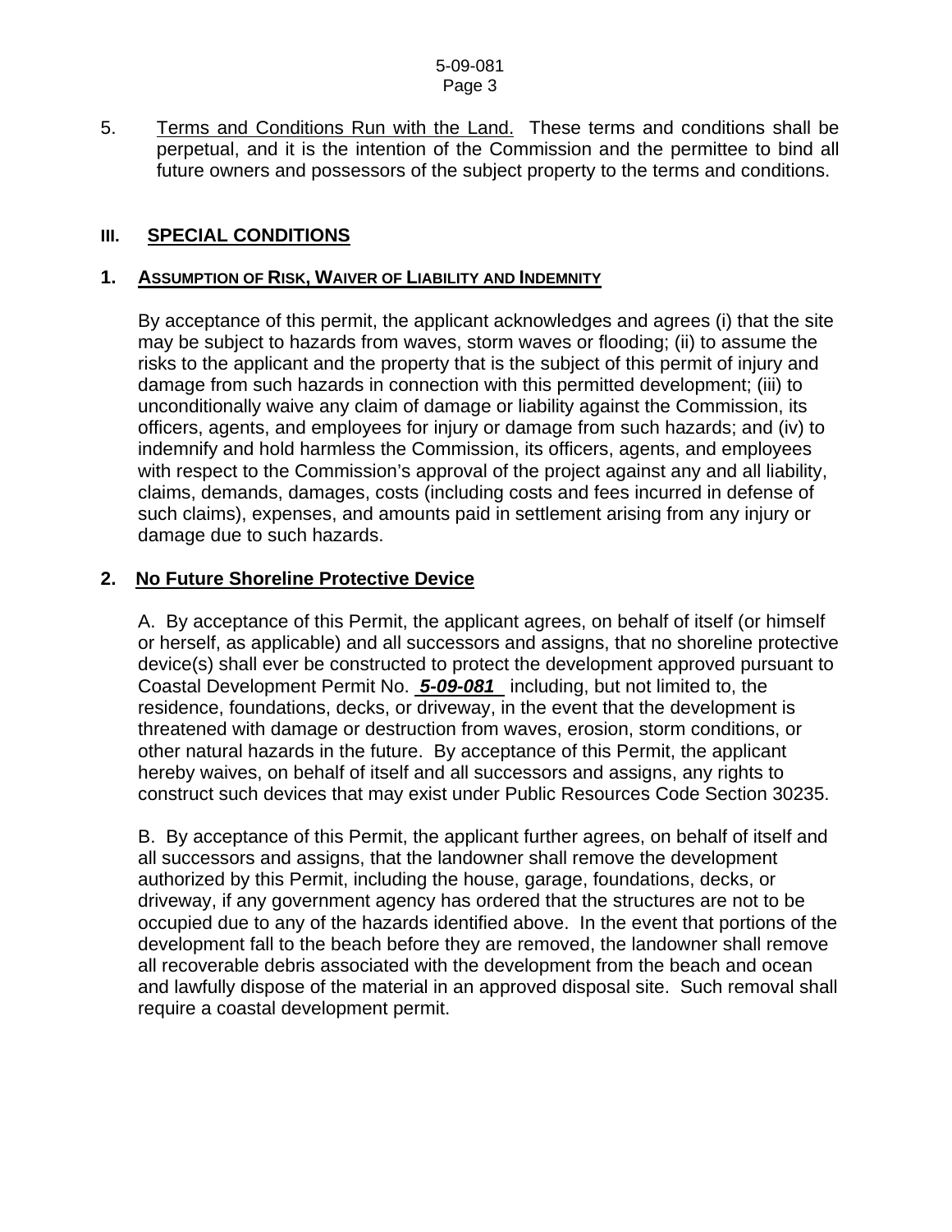5. Terms and Conditions Run with the Land. These terms and conditions shall be perpetual, and it is the intention of the Commission and the permittee to bind all future owners and possessors of the subject property to the terms and conditions.

## III. SPECIAL CONDITIONS

### 1. ASSUMPTION OF RISK, WAIVER OF LIABILITY AND INDEMNITY

By acceptance of this permit, the applicant acknowledges and agrees (i) that the site may be subject to hazards from waves, storm waves or flooding; (ii) to assume the risks to the applicant and the property that is the subject of this permit of injury and damage from such hazards in connection with this permitted development; (iii) to unconditionally waive any claim of damage or liability against the Commission, its officers, agents, and employees for injury or damage from such hazards; and (iv) to indemnify and hold harmless the Commission, its officers, agents, and employees with respect to the Commission's approval of the project against any and all liability, claims, demands, damages, costs (including costs and fees incurred in defense of such claims), expenses, and amounts paid in settlement arising from any injury or damage due to such hazards.

### 2. No Future Shoreline Protective Device

A. By acceptance of this Permit, the applicant agrees, on behalf of itself (or himself or herself, as applicable) and all successors and assigns, that no shoreline protective device(s) shall ever be constructed to protect the development approved pursuant to Coastal Development Permit No. ***5-09-081*** including, but not limited to, the residence, foundations, decks, or driveway, in the event that the development is threatened with damage or destruction from waves, erosion, storm conditions, or other natural hazards in the future. By acceptance of this Permit, the applicant hereby waives, on behalf of itself and all successors and assigns, any rights to construct such devices that may exist under Public Resources Code Section 30235.

B. By acceptance of this Permit, the applicant further agrees, on behalf of itself and all successors and assigns, that the landowner shall remove the development authorized by this Permit, including the house, garage, foundations, decks, or driveway, if any government agency has ordered that the structures are not to be occupied due to any of the hazards identified above. In the event that portions of the development fall to the beach before they are removed, the landowner shall remove all recoverable debris associated with the development from the beach and ocean and lawfully dispose of the material in an approved disposal site. Such removal shall require a coastal development permit.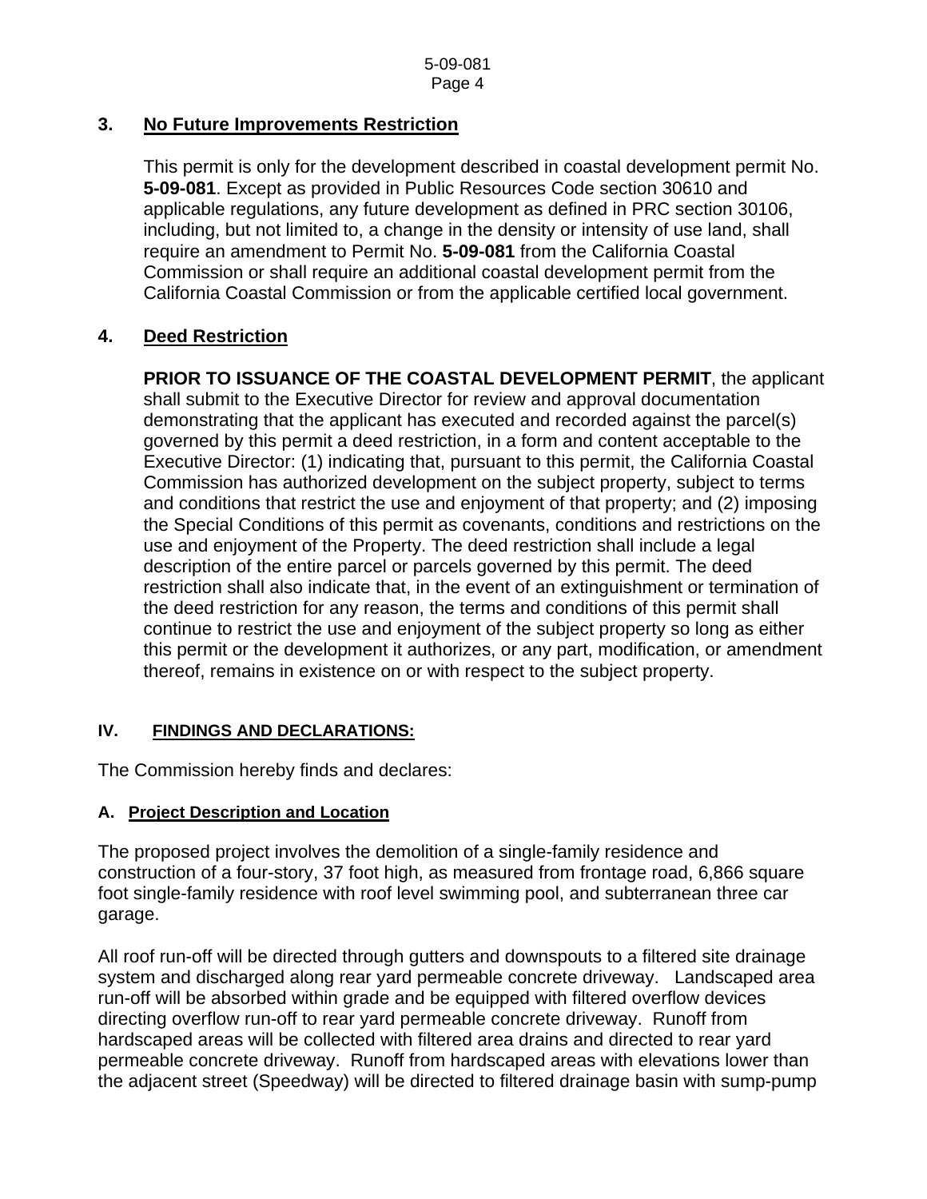### 3. No Future Improvements Restriction

This permit is only for the development described in coastal development permit No. **5-09-081**. Except as provided in Public Resources Code section 30610 and applicable regulations, any future development as defined in PRC section 30106, including, but not limited to, a change in the density or intensity of use land, shall require an amendment to Permit No. **5-09-081** from the California Coastal Commission or shall require an additional coastal development permit from the California Coastal Commission or from the applicable certified local government.

### 4. Deed Restriction

**PRIOR TO ISSUANCE OF THE COASTAL DEVELOPMENT PERMIT**, the applicant shall submit to the Executive Director for review and approval documentation demonstrating that the applicant has executed and recorded against the parcel(s) governed by this permit a deed restriction, in a form and content acceptable to the Executive Director: (1) indicating that, pursuant to this permit, the California Coastal Commission has authorized development on the subject property, subject to terms and conditions that restrict the use and enjoyment of that property; and (2) imposing the Special Conditions of this permit as covenants, conditions and restrictions on the use and enjoyment of the Property. The deed restriction shall include a legal description of the entire parcel or parcels governed by this permit. The deed restriction shall also indicate that, in the event of an extinguishment or termination of the deed restriction for any reason, the terms and conditions of this permit shall continue to restrict the use and enjoyment of the subject property so long as either this permit or the development it authorizes, or any part, modification, or amendment thereof, remains in existence on or with respect to the subject property.

## IV. FINDINGS AND DECLARATIONS:

The Commission hereby finds and declares:

### A. Project Description and Location

The proposed project involves the demolition of a single-family residence and construction of a four-story, 37 foot high, as measured from frontage road, 6,866 square foot single-family residence with roof level swimming pool, and subterranean three car garage.

All roof run-off will be directed through gutters and downspouts to a filtered site drainage system and discharged along rear yard permeable concrete driveway. Landscaped area run-off will be absorbed within grade and be equipped with filtered overflow devices directing overflow run-off to rear yard permeable concrete driveway. Runoff from hardscaped areas will be collected with filtered area drains and directed to rear yard permeable concrete driveway. Runoff from hardscaped areas with elevations lower than the adjacent street (Speedway) will be directed to filtered drainage basin with sump-pump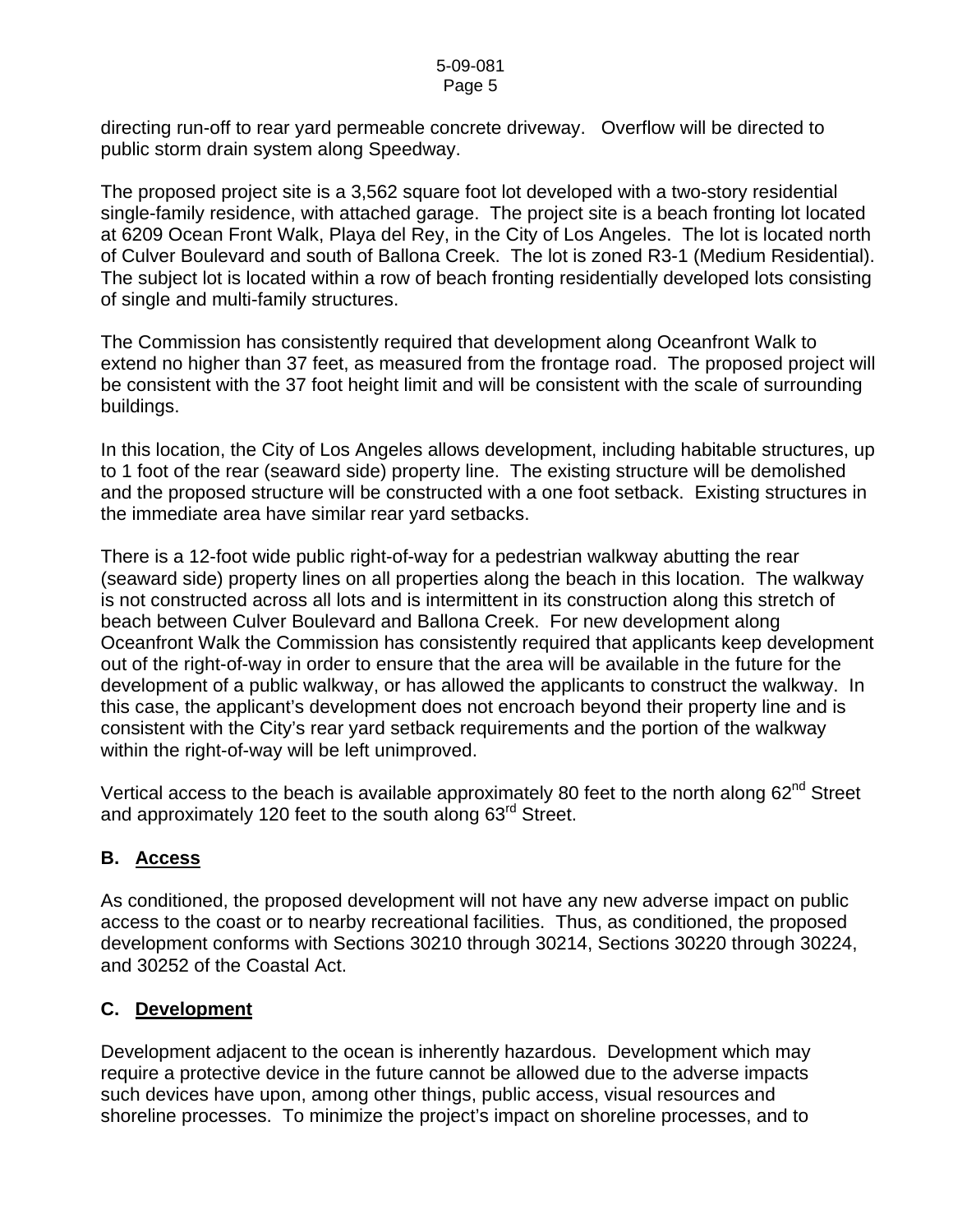directing run-off to rear yard permeable concrete driveway. Overflow will be directed to public storm drain system along Speedway.

The proposed project site is a 3,562 square foot lot developed with a two-story residential single-family residence, with attached garage. The project site is a beach fronting lot located at 6209 Ocean Front Walk, Playa del Rey, in the City of Los Angeles. The lot is located north of Culver Boulevard and south of Ballona Creek. The lot is zoned R3-1 (Medium Residential). The subject lot is located within a row of beach fronting residentially developed lots consisting of single and multi-family structures.

The Commission has consistently required that development along Oceanfront Walk to extend no higher than 37 feet, as measured from the frontage road. The proposed project will be consistent with the 37 foot height limit and will be consistent with the scale of surrounding buildings.

In this location, the City of Los Angeles allows development, including habitable structures, up to 1 foot of the rear (seaward side) property line. The existing structure will be demolished and the proposed structure will be constructed with a one foot setback. Existing structures in the immediate area have similar rear yard setbacks.

There is a 12-foot wide public right-of-way for a pedestrian walkway abutting the rear (seaward side) property lines on all properties along the beach in this location. The walkway is not constructed across all lots and is intermittent in its construction along this stretch of beach between Culver Boulevard and Ballona Creek. For new development along Oceanfront Walk the Commission has consistently required that applicants keep development out of the right-of-way in order to ensure that the area will be available in the future for the development of a public walkway, or has allowed the applicants to construct the walkway. In this case, the applicant's development does not encroach beyond their property line and is consistent with the City's rear yard setback requirements and the portion of the walkway within the right-of-way will be left unimproved.

Vertical access to the beach is available approximately 80 feet to the north along 62nd Street and approximately 120 feet to the south along 63rd Street.

## B. Access

As conditioned, the proposed development will not have any new adverse impact on public access to the coast or to nearby recreational facilities. Thus, as conditioned, the proposed development conforms with Sections 30210 through 30214, Sections 30220 through 30224, and 30252 of the Coastal Act.

## C. Development

Development adjacent to the ocean is inherently hazardous. Development which may require a protective device in the future cannot be allowed due to the adverse impacts such devices have upon, among other things, public access, visual resources and shoreline processes. To minimize the project's impact on shoreline processes, and to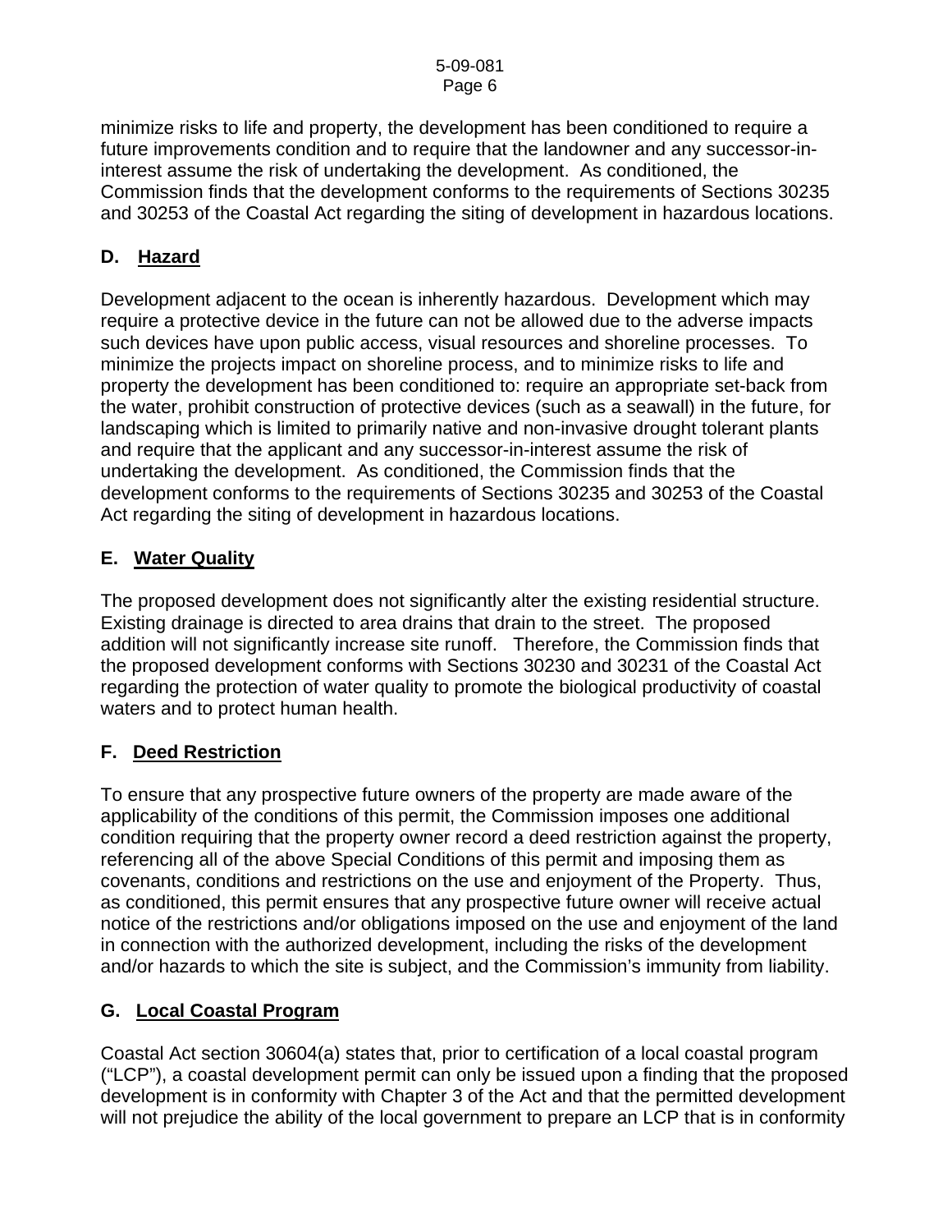minimize risks to life and property, the development has been conditioned to require a future improvements condition and to require that the landowner and any successor-in-interest assume the risk of undertaking the development. As conditioned, the Commission finds that the development conforms to the requirements of Sections 30235 and 30253 of the Coastal Act regarding the siting of development in hazardous locations.

## D. Hazard

Development adjacent to the ocean is inherently hazardous. Development which may require a protective device in the future can not be allowed due to the adverse impacts such devices have upon public access, visual resources and shoreline processes. To minimize the projects impact on shoreline process, and to minimize risks to life and property the development has been conditioned to: require an appropriate set-back from the water, prohibit construction of protective devices (such as a seawall) in the future, for landscaping which is limited to primarily native and non-invasive drought tolerant plants and require that the applicant and any successor-in-interest assume the risk of undertaking the development. As conditioned, the Commission finds that the development conforms to the requirements of Sections 30235 and 30253 of the Coastal Act regarding the siting of development in hazardous locations.

## E. Water Quality

The proposed development does not significantly alter the existing residential structure. Existing drainage is directed to area drains that drain to the street. The proposed addition will not significantly increase site runoff. Therefore, the Commission finds that the proposed development conforms with Sections 30230 and 30231 of the Coastal Act regarding the protection of water quality to promote the biological productivity of coastal waters and to protect human health.

## F. Deed Restriction

To ensure that any prospective future owners of the property are made aware of the applicability of the conditions of this permit, the Commission imposes one additional condition requiring that the property owner record a deed restriction against the property, referencing all of the above Special Conditions of this permit and imposing them as covenants, conditions and restrictions on the use and enjoyment of the Property. Thus, as conditioned, this permit ensures that any prospective future owner will receive actual notice of the restrictions and/or obligations imposed on the use and enjoyment of the land in connection with the authorized development, including the risks of the development and/or hazards to which the site is subject, and the Commission's immunity from liability.

## G. Local Coastal Program

Coastal Act section 30604(a) states that, prior to certification of a local coastal program ("LCP"), a coastal development permit can only be issued upon a finding that the proposed development is in conformity with Chapter 3 of the Act and that the permitted development will not prejudice the ability of the local government to prepare an LCP that is in conformity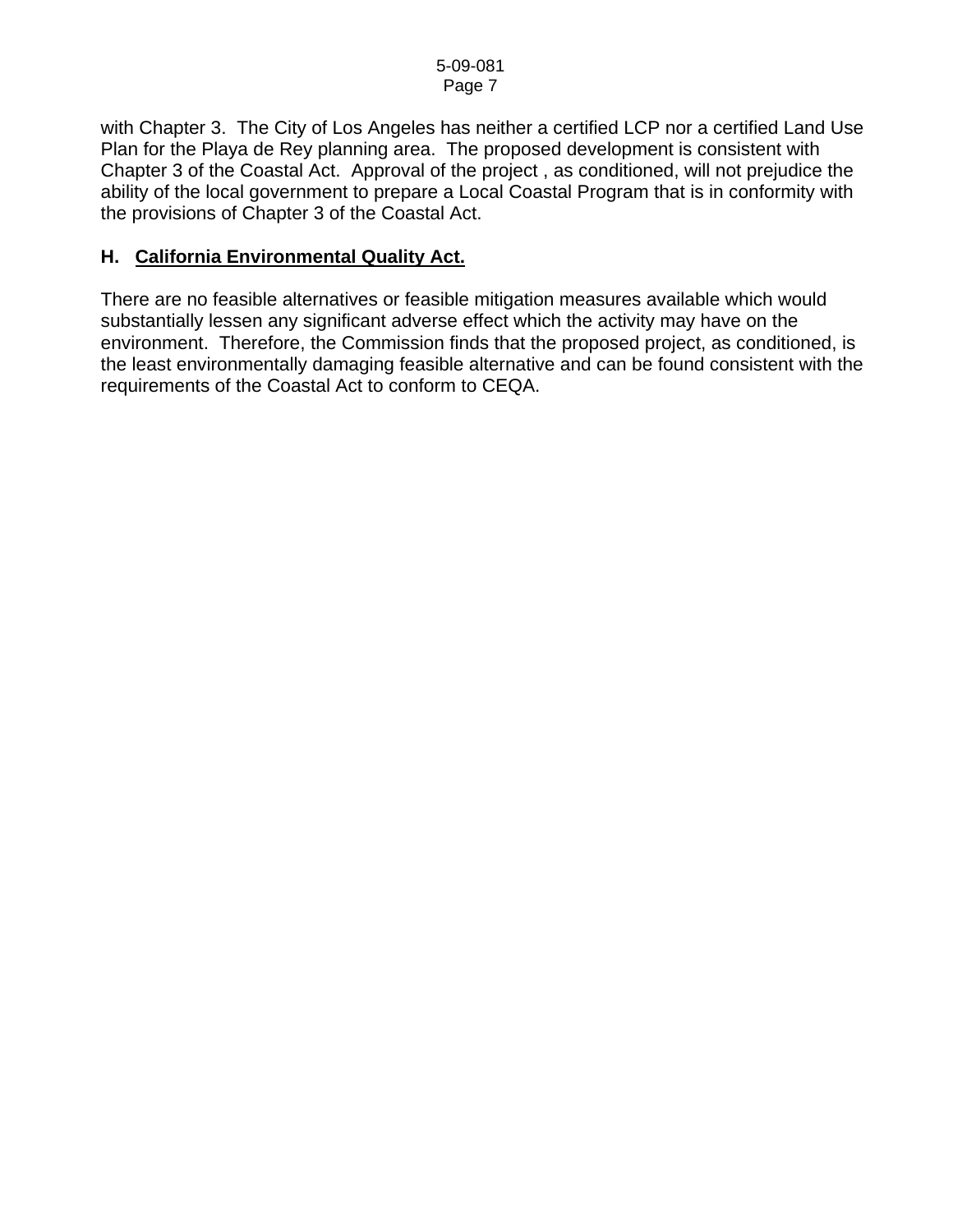with Chapter 3. The City of Los Angeles has neither a certified LCP nor a certified Land Use Plan for the Playa de Rey planning area. The proposed development is consistent with Chapter 3 of the Coastal Act. Approval of the project , as conditioned, will not prejudice the ability of the local government to prepare a Local Coastal Program that is in conformity with the provisions of Chapter 3 of the Coastal Act.

### H. California Environmental Quality Act.

There are no feasible alternatives or feasible mitigation measures available which would substantially lessen any significant adverse effect which the activity may have on the environment. Therefore, the Commission finds that the proposed project, as conditioned, is the least environmentally damaging feasible alternative and can be found consistent with the requirements of the Coastal Act to conform to CEQA.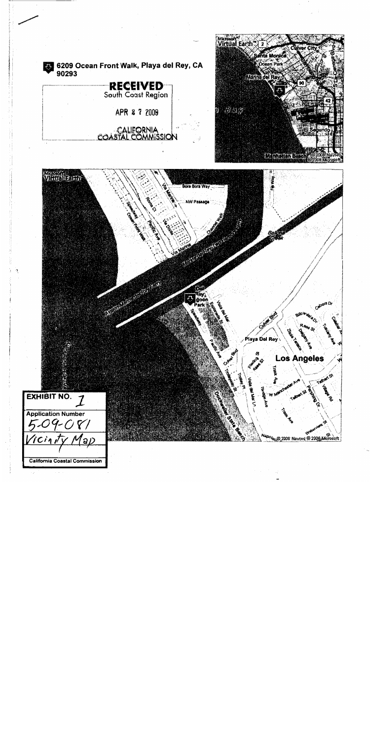6209 Ocean Front Walk, Playa del Rey, CA 90293

**RECEIVED**
South Coast Region

APR 2 7 2009

CALIFORNIA
COASTAL COMMISSION

| EXHIBIT NO. 1 |
|---|
| Application Number |
| 5-09-081 |
| Vicinity Map |
| California Coastal Commission |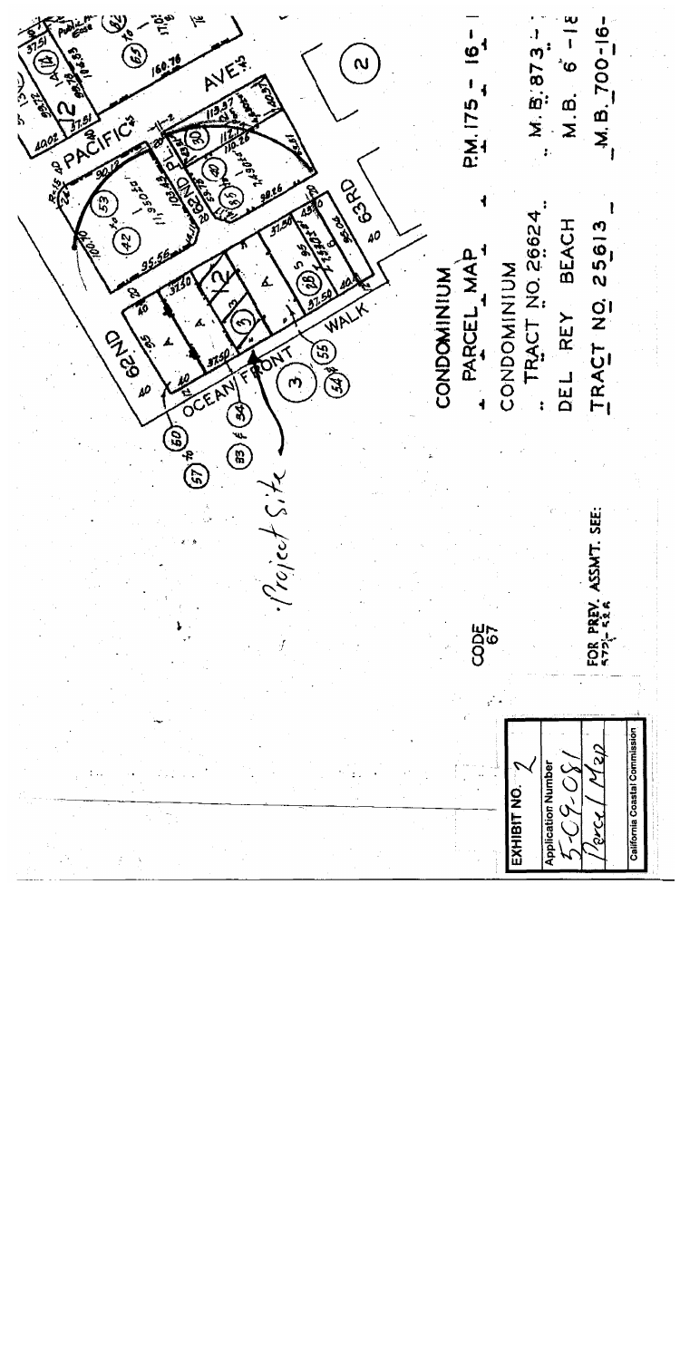EXHIBIT NO. 2

Application Number

5-09-081

Parcel Map

California Coastal Commission

CODE 67

FOR PREV. ASSMT. SEE: 4721-5 & 6

CONDOMINIUM PARCEL MAP P.M. 175 - 16 - 1

CONDOMINIUM TRACT NO. 26624 M.B. 873 -

DEL REY BEACH M.B. 6 - 18

TRACT NO. 25613 M.B. 700-16-

Project Site

62ND

OCEAN FRONT WALK

PACIFIC AVE.

62ND PL.

63RD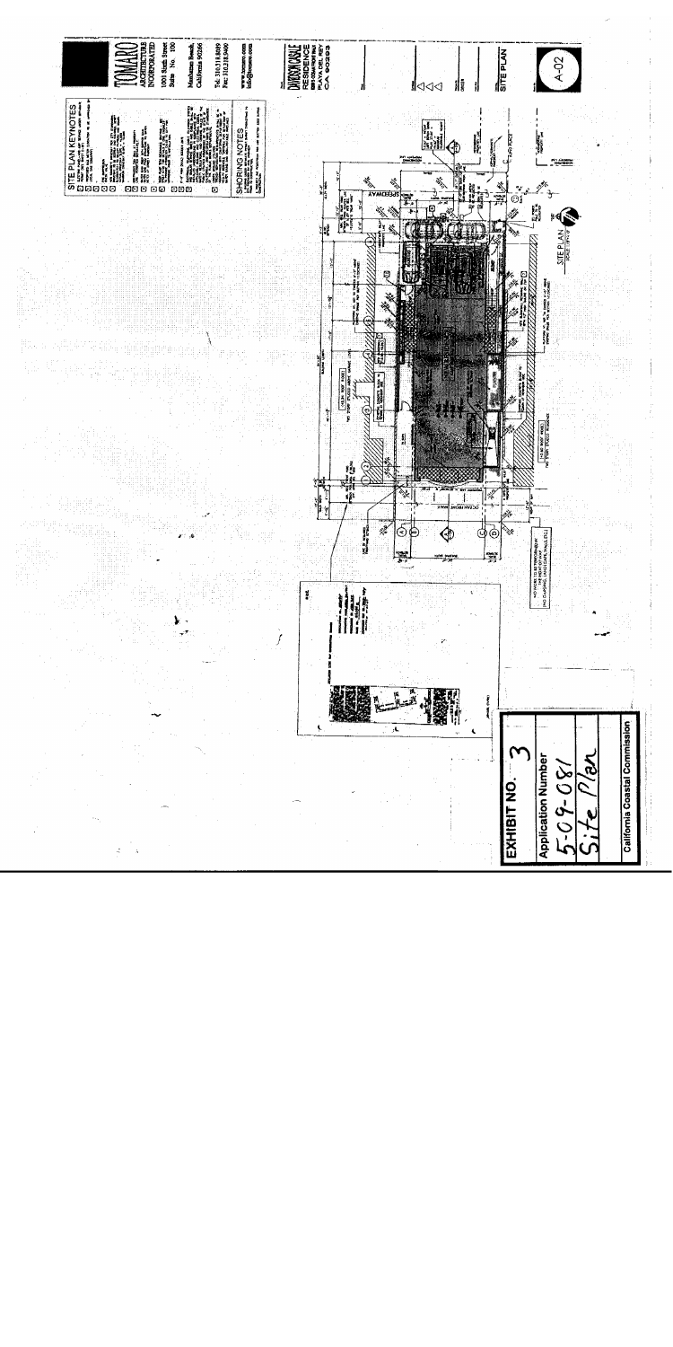# SITE PLAN KEYNOTES

## SHORING NOTES

**TOMARO ARCHITECTURE INCORPORATED**

1001 Sixth Street
Suite No. 100

Manhattan Beach, California 90266

Tel: 310.318.8089
Fax: 310.318.3400

www.tomaro.com
info@tomaro.com

**DAVIDSON/CASALE RESIDENCE**
PLAYA DEL REY
CA 90293

SITE PLAN

A-02

SITE PLAN

OCEAN FRONT WALK

SPEEDWAY

| EXHIBIT NO. 3 |
|---|
| Application Number 5-09-081 |
| Site Plan |
| California Coastal Commission |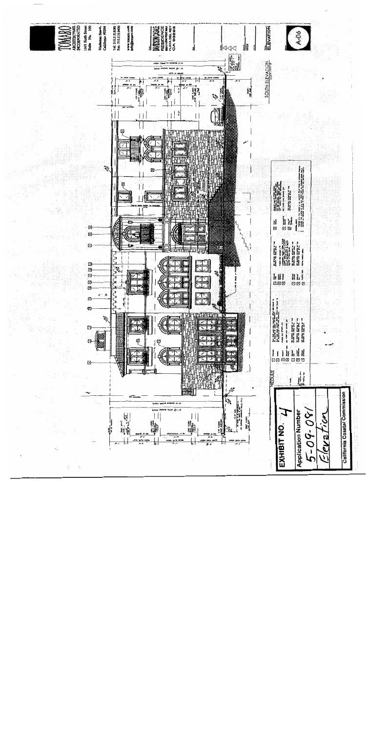TOMARO
ARCHITECTURE INCORPORATED
1001 Sixth Street
Suite No. 100
Manhattan Beach, California 90266
Tel: 310.318.8089
Fax: 310.318.8400
www.tomaro.com
info@tomaro.com

SOUTH ELEVATION

ELEVATION

A-06

**EXHIBIT NO.** 4

**Application Number**
5-09-081

Elevation

**California Coastal Commission**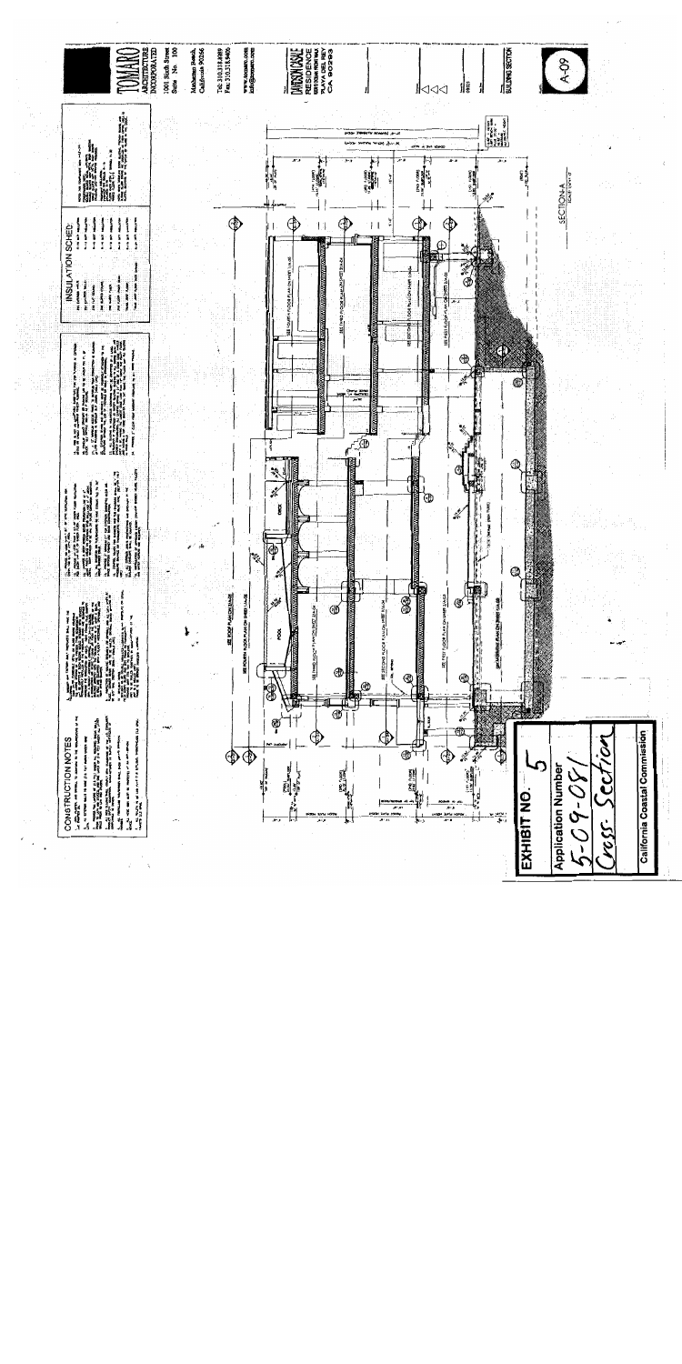TOMARO ARCHITECTURE INCORPORATED

1001 Sixth Street Suite No. 100

Manhattan Beach, California 90266

Tel 310.318.8989
Fax 310.318.8496

www.tomaro.com
info@tomaro.com

DAVIDSON CASALE RESIDENCE
PLAYA DEL REY CA 90293

BUILDING SECTION

A-09

CONSTRUCTION NOTES

INSULATION SCHED.

SECTION A

EXHIBIT NO. 5

Application Number
5-09-081

Cross Section

California Coastal Commission